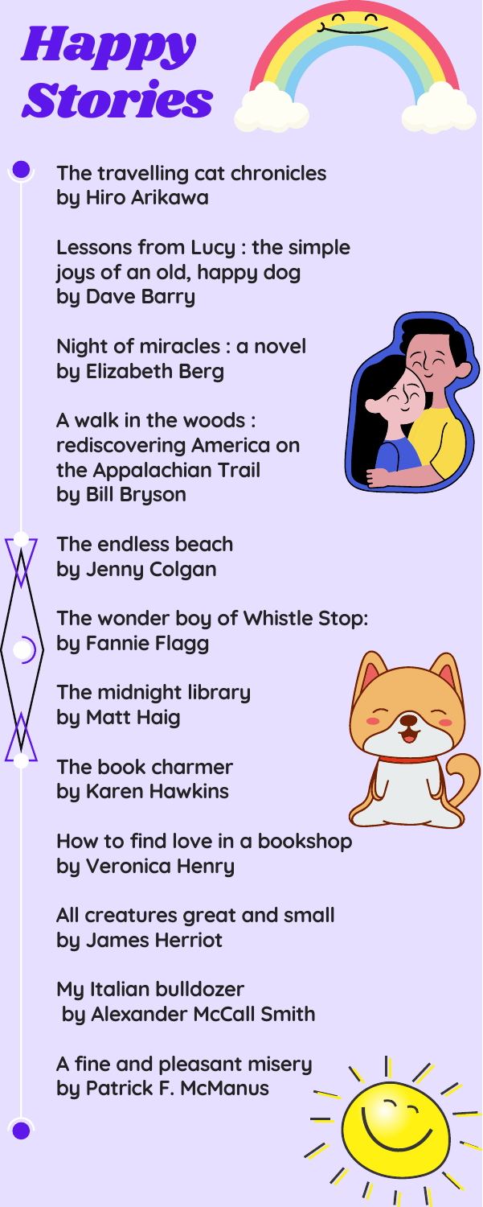# Happy Stories

- The travelling cat chronicles
  by Hiro Arikawa

- Lessons from Lucy : the simple joys of an old, happy dog
  by Dave Barry

- Night of miracles : a novel
  by Elizabeth Berg

- A walk in the woods : rediscovering America on the Appalachian Trail
  by Bill Bryson

- The endless beach
  by Jenny Colgan

- The wonder boy of Whistle Stop:
  by Fannie Flagg

- The midnight library
  by Matt Haig

- The book charmer
  by Karen Hawkins

- How to find love in a bookshop
  by Veronica Henry

- All creatures great and small
  by James Herriot

- My Italian bulldozer
  by Alexander McCall Smith

- A fine and pleasant misery
  by Patrick F. McManus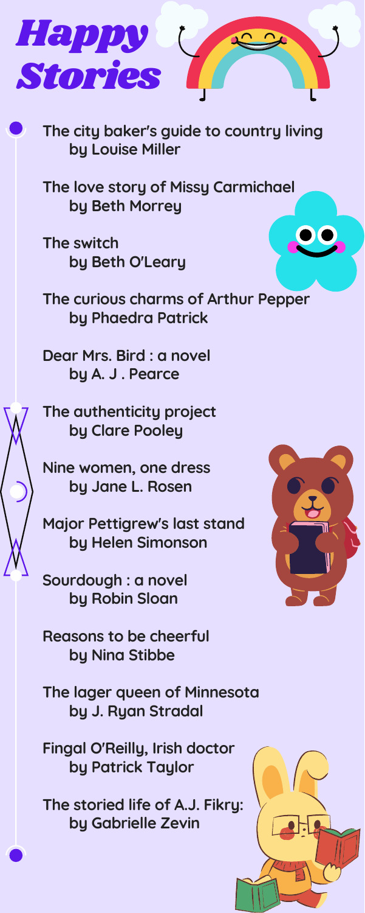# Happy Stories

- The city baker's guide to country living
  by Louise Miller
- The love story of Missy Carmichael
  by Beth Morrey
- The switch
  by Beth O'Leary
- The curious charms of Arthur Pepper
  by Phaedra Patrick
- Dear Mrs. Bird : a novel
  by A. J . Pearce
- The authenticity project
  by Clare Pooley
- Nine women, one dress
  by Jane L. Rosen
- Major Pettigrew's last stand
  by Helen Simonson
- Sourdough : a novel
  by Robin Sloan
- Reasons to be cheerful
  by Nina Stibbe
- The lager queen of Minnesota
  by J. Ryan Stradal
- Fingal O'Reilly, Irish doctor
  by Patrick Taylor
- The storied life of A.J. Fikry:
  by Gabrielle Zevin